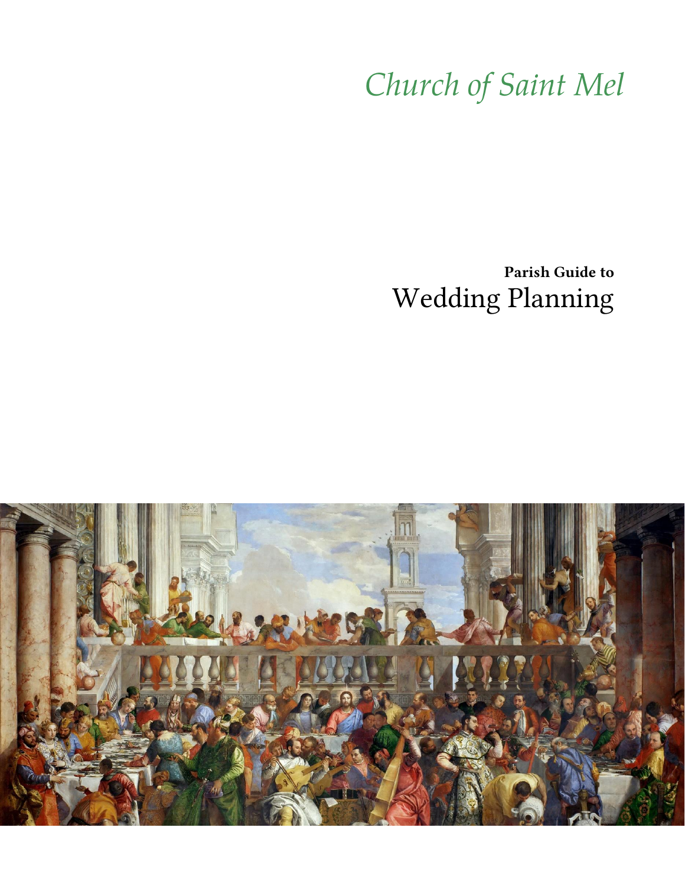# *Church of Saint Mel*

**Parish Guide to**

# Wedding Planning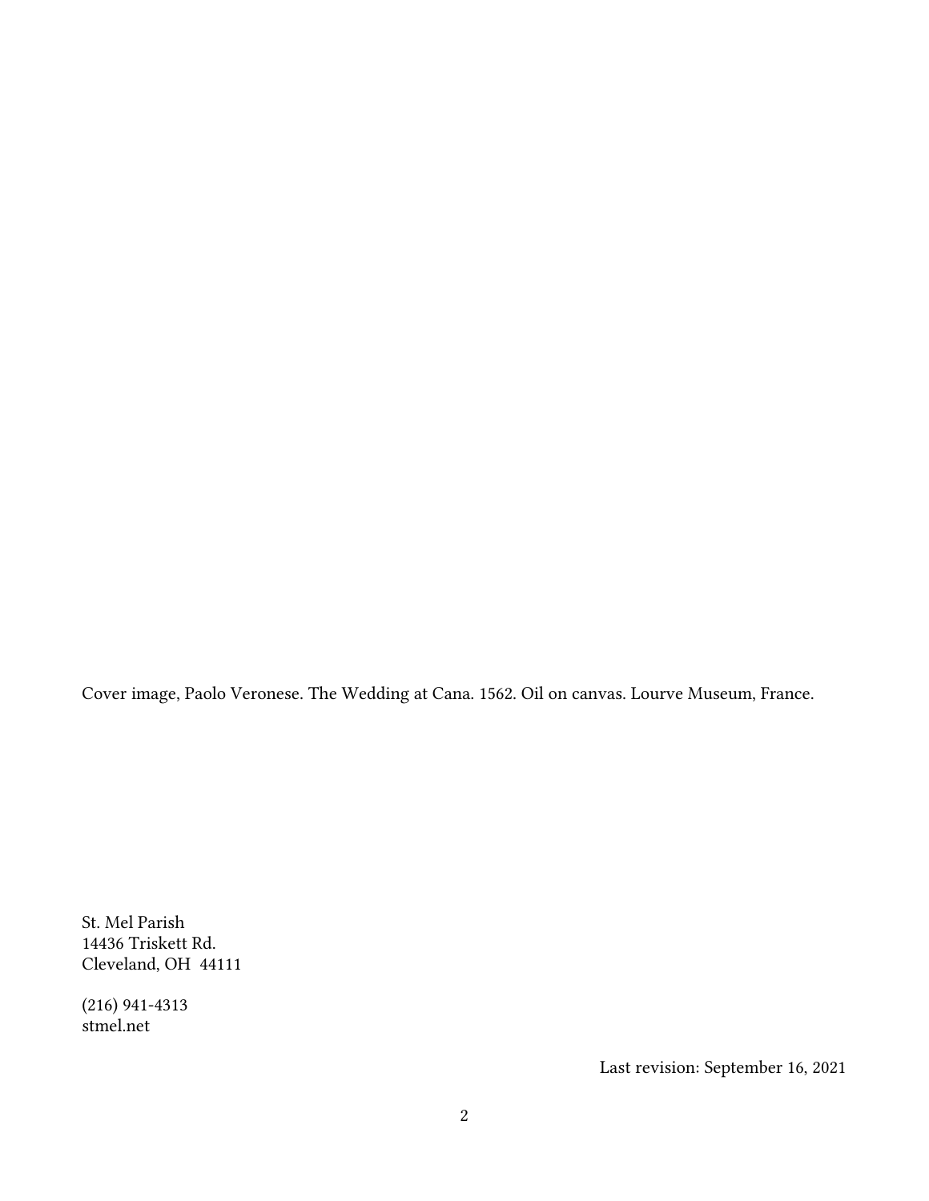Cover image, Paolo Veronese. The Wedding at Cana. 1562. Oil on canvas. Lourve Museum, France.

St. Mel Parish
14436 Triskett Rd.
Cleveland, OH 44111

(216) 941-4313
stmel.net

Last revision: September 16, 2021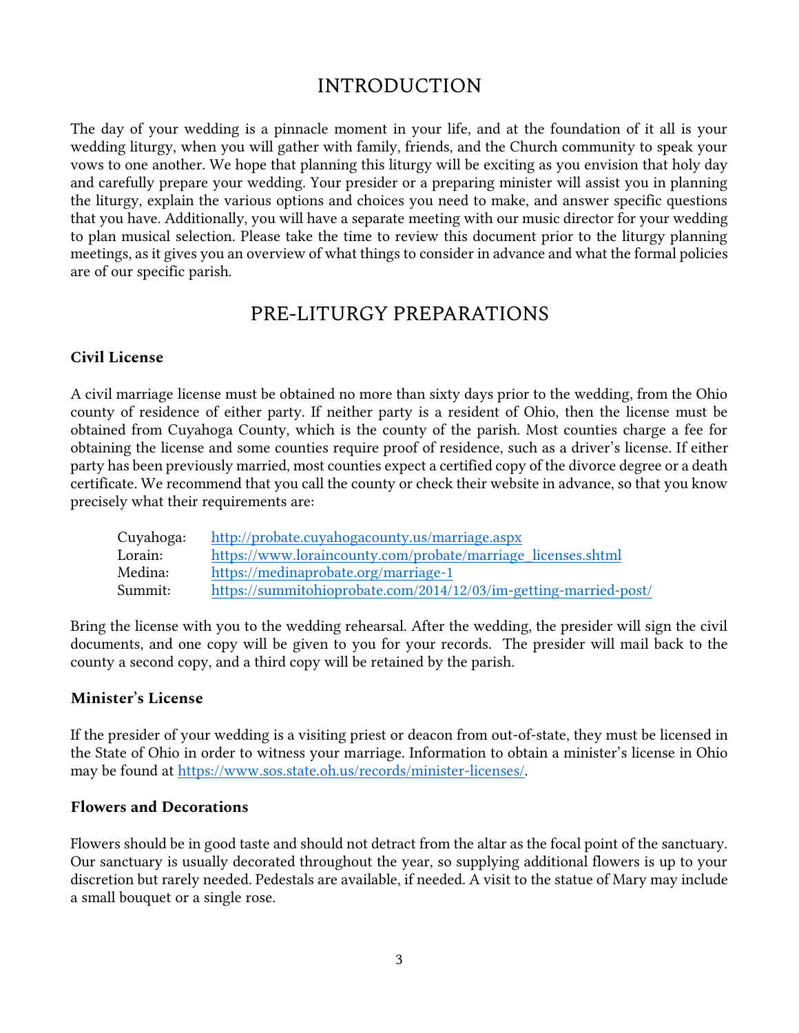# INTRODUCTION

The day of your wedding is a pinnacle moment in your life, and at the foundation of it all is your wedding liturgy, when you will gather with family, friends, and the Church community to speak your vows to one another. We hope that planning this liturgy will be exciting as you envision that holy day and carefully prepare your wedding. Your presider or a preparing minister will assist you in planning the liturgy, explain the various options and choices you need to make, and answer specific questions that you have. Additionally, you will have a separate meeting with our music director for your wedding to plan musical selection. Please take the time to review this document prior to the liturgy planning meetings, as it gives you an overview of what things to consider in advance and what the formal policies are of our specific parish.

# PRE-LITURGY PREPARATIONS

### Civil License

A civil marriage license must be obtained no more than sixty days prior to the wedding, from the Ohio county of residence of either party. If neither party is a resident of Ohio, then the license must be obtained from Cuyahoga County, which is the county of the parish. Most counties charge a fee for obtaining the license and some counties require proof of residence, such as a driver's license. If either party has been previously married, most counties expect a certified copy of the divorce degree or a death certificate. We recommend that you call the county or check their website in advance, so that you know precisely what their requirements are:

| | |
|---|---|
| Cuyahoga: | http://probate.cuyahogacounty.us/marriage.aspx |
| Lorain: | https://www.loraincounty.com/probate/marriage_licenses.shtml |
| Medina: | https://medinaprobate.org/marriage-1 |
| Summit: | https://summitohioprobate.com/2014/12/03/im-getting-married-post/ |

Bring the license with you to the wedding rehearsal. After the wedding, the presider will sign the civil documents, and one copy will be given to you for your records. The presider will mail back to the county a second copy, and a third copy will be retained by the parish.

### Minister's License

If the presider of your wedding is a visiting priest or deacon from out-of-state, they must be licensed in the State of Ohio in order to witness your marriage. Information to obtain a minister's license in Ohio may be found at https://www.sos.state.oh.us/records/minister-licenses/.

### Flowers and Decorations

Flowers should be in good taste and should not detract from the altar as the focal point of the sanctuary. Our sanctuary is usually decorated throughout the year, so supplying additional flowers is up to your discretion but rarely needed. Pedestals are available, if needed. A visit to the statue of Mary may include a small bouquet or a single rose.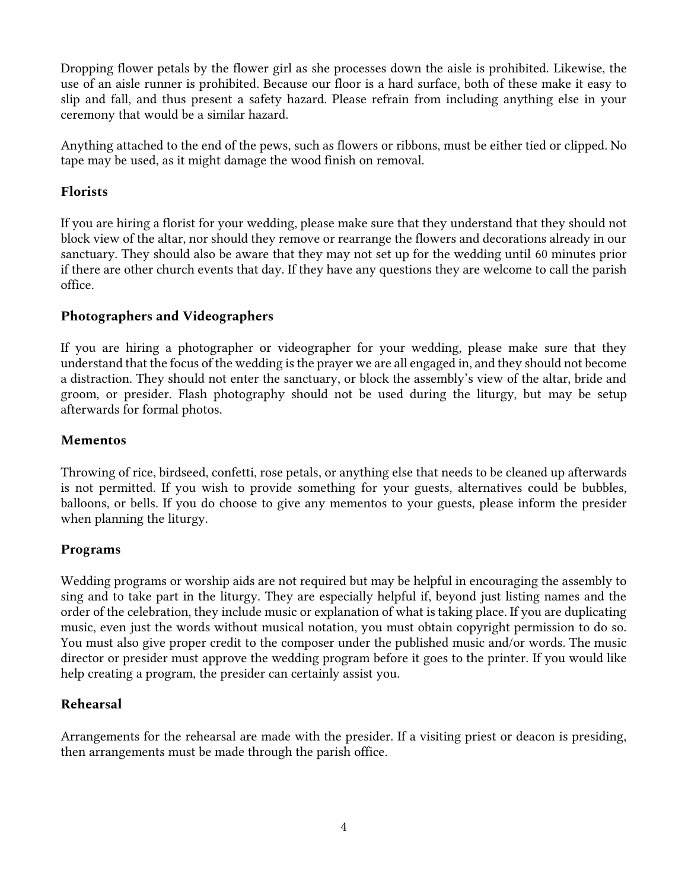Dropping flower petals by the flower girl as she processes down the aisle is prohibited. Likewise, the use of an aisle runner is prohibited. Because our floor is a hard surface, both of these make it easy to slip and fall, and thus present a safety hazard. Please refrain from including anything else in your ceremony that would be a similar hazard.

Anything attached to the end of the pews, such as flowers or ribbons, must be either tied or clipped. No tape may be used, as it might damage the wood finish on removal.

### Florists

If you are hiring a florist for your wedding, please make sure that they understand that they should not block view of the altar, nor should they remove or rearrange the flowers and decorations already in our sanctuary. They should also be aware that they may not set up for the wedding until 60 minutes prior if there are other church events that day. If they have any questions they are welcome to call the parish office.

### Photographers and Videographers

If you are hiring a photographer or videographer for your wedding, please make sure that they understand that the focus of the wedding is the prayer we are all engaged in, and they should not become a distraction. They should not enter the sanctuary, or block the assembly's view of the altar, bride and groom, or presider. Flash photography should not be used during the liturgy, but may be setup afterwards for formal photos.

### Mementos

Throwing of rice, birdseed, confetti, rose petals, or anything else that needs to be cleaned up afterwards is not permitted. If you wish to provide something for your guests, alternatives could be bubbles, balloons, or bells. If you do choose to give any mementos to your guests, please inform the presider when planning the liturgy.

### Programs

Wedding programs or worship aids are not required but may be helpful in encouraging the assembly to sing and to take part in the liturgy. They are especially helpful if, beyond just listing names and the order of the celebration, they include music or explanation of what is taking place. If you are duplicating music, even just the words without musical notation, you must obtain copyright permission to do so. You must also give proper credit to the composer under the published music and/or words. The music director or presider must approve the wedding program before it goes to the printer. If you would like help creating a program, the presider can certainly assist you.

### Rehearsal

Arrangements for the rehearsal are made with the presider. If a visiting priest or deacon is presiding, then arrangements must be made through the parish office.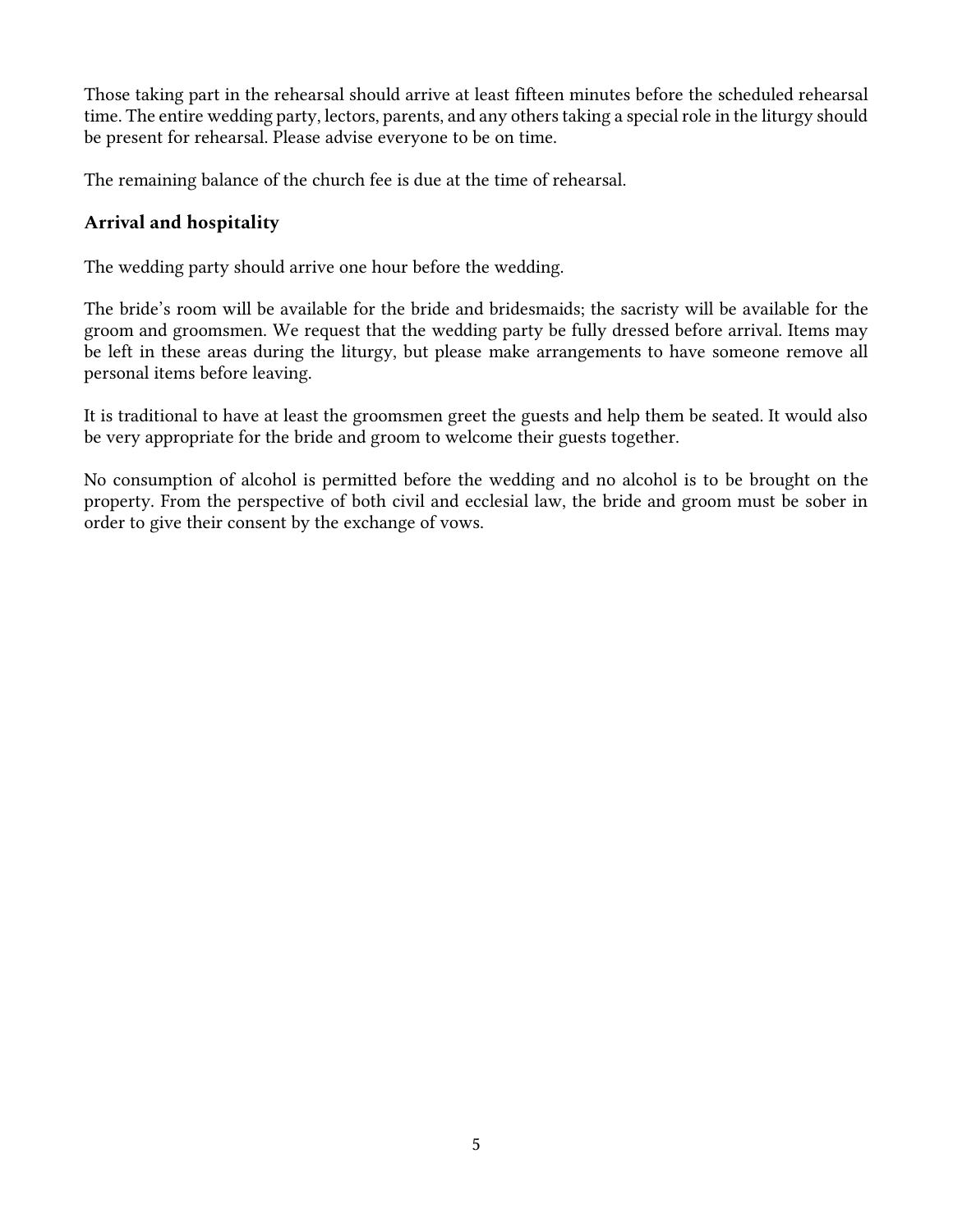Those taking part in the rehearsal should arrive at least fifteen minutes before the scheduled rehearsal time. The entire wedding party, lectors, parents, and any others taking a special role in the liturgy should be present for rehearsal. Please advise everyone to be on time.

The remaining balance of the church fee is due at the time of rehearsal.

### Arrival and hospitality

The wedding party should arrive one hour before the wedding.

The bride's room will be available for the bride and bridesmaids; the sacristy will be available for the groom and groomsmen. We request that the wedding party be fully dressed before arrival. Items may be left in these areas during the liturgy, but please make arrangements to have someone remove all personal items before leaving.

It is traditional to have at least the groomsmen greet the guests and help them be seated. It would also be very appropriate for the bride and groom to welcome their guests together.

No consumption of alcohol is permitted before the wedding and no alcohol is to be brought on the property. From the perspective of both civil and ecclesial law, the bride and groom must be sober in order to give their consent by the exchange of vows.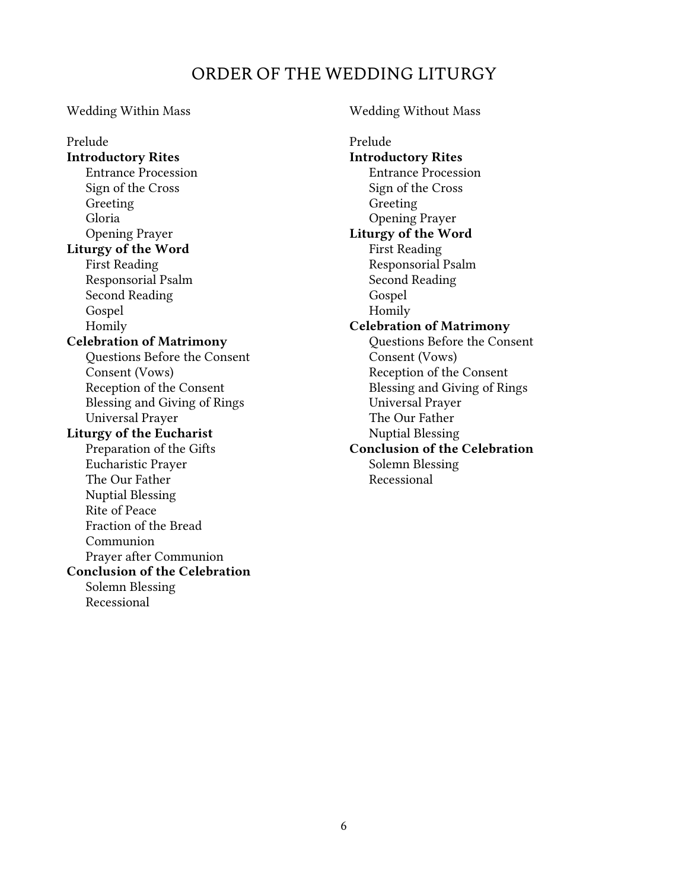# ORDER OF THE WEDDING LITURGY

## Wedding Within Mass

Prelude

**Introductory Rites**

- Entrance Procession
- Sign of the Cross
- Greeting
- Gloria
- Opening Prayer

**Liturgy of the Word**

- First Reading
- Responsorial Psalm
- Second Reading
- Gospel
- Homily

**Celebration of Matrimony**

- Questions Before the Consent
- Consent (Vows)
- Reception of the Consent
- Blessing and Giving of Rings
- Universal Prayer

**Liturgy of the Eucharist**

- Preparation of the Gifts
- Eucharistic Prayer
- The Our Father
- Nuptial Blessing
- Rite of Peace
- Fraction of the Bread
- Communion
- Prayer after Communion

**Conclusion of the Celebration**

- Solemn Blessing
- Recessional

## Wedding Without Mass

Prelude

**Introductory Rites**

- Entrance Procession
- Sign of the Cross
- Greeting
- Opening Prayer

**Liturgy of the Word**

- First Reading
- Responsorial Psalm
- Second Reading
- Gospel
- Homily

**Celebration of Matrimony**

- Questions Before the Consent
- Consent (Vows)
- Reception of the Consent
- Blessing and Giving of Rings
- Universal Prayer
- The Our Father
- Nuptial Blessing

**Conclusion of the Celebration**

- Solemn Blessing
- Recessional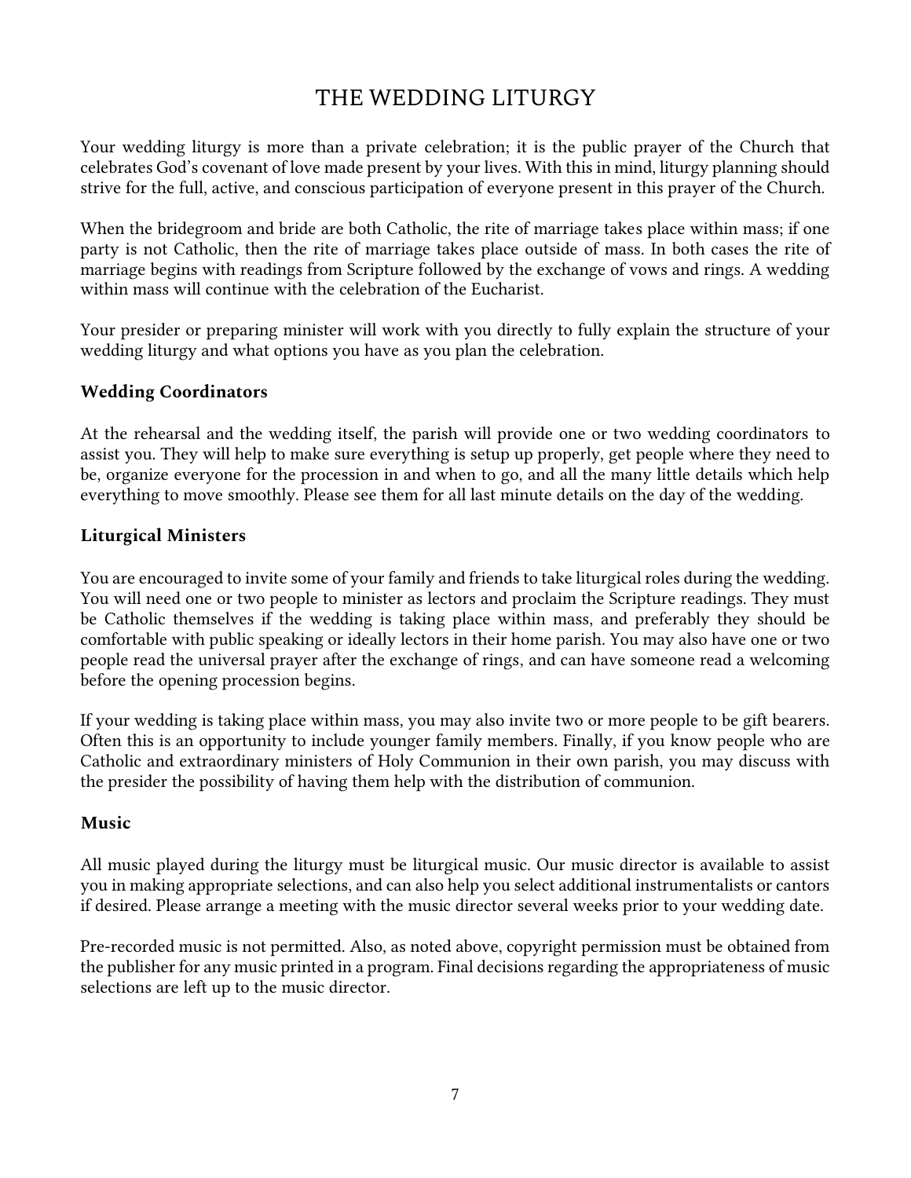# THE WEDDING LITURGY

Your wedding liturgy is more than a private celebration; it is the public prayer of the Church that celebrates God's covenant of love made present by your lives. With this in mind, liturgy planning should strive for the full, active, and conscious participation of everyone present in this prayer of the Church.

When the bridegroom and bride are both Catholic, the rite of marriage takes place within mass; if one party is not Catholic, then the rite of marriage takes place outside of mass. In both cases the rite of marriage begins with readings from Scripture followed by the exchange of vows and rings. A wedding within mass will continue with the celebration of the Eucharist.

Your presider or preparing minister will work with you directly to fully explain the structure of your wedding liturgy and what options you have as you plan the celebration.

### Wedding Coordinators

At the rehearsal and the wedding itself, the parish will provide one or two wedding coordinators to assist you. They will help to make sure everything is setup up properly, get people where they need to be, organize everyone for the procession in and when to go, and all the many little details which help everything to move smoothly. Please see them for all last minute details on the day of the wedding.

### Liturgical Ministers

You are encouraged to invite some of your family and friends to take liturgical roles during the wedding. You will need one or two people to minister as lectors and proclaim the Scripture readings. They must be Catholic themselves if the wedding is taking place within mass, and preferably they should be comfortable with public speaking or ideally lectors in their home parish. You may also have one or two people read the universal prayer after the exchange of rings, and can have someone read a welcoming before the opening procession begins.

If your wedding is taking place within mass, you may also invite two or more people to be gift bearers. Often this is an opportunity to include younger family members. Finally, if you know people who are Catholic and extraordinary ministers of Holy Communion in their own parish, you may discuss with the presider the possibility of having them help with the distribution of communion.

### Music

All music played during the liturgy must be liturgical music. Our music director is available to assist you in making appropriate selections, and can also help you select additional instrumentalists or cantors if desired. Please arrange a meeting with the music director several weeks prior to your wedding date.

Pre-recorded music is not permitted. Also, as noted above, copyright permission must be obtained from the publisher for any music printed in a program. Final decisions regarding the appropriateness of music selections are left up to the music director.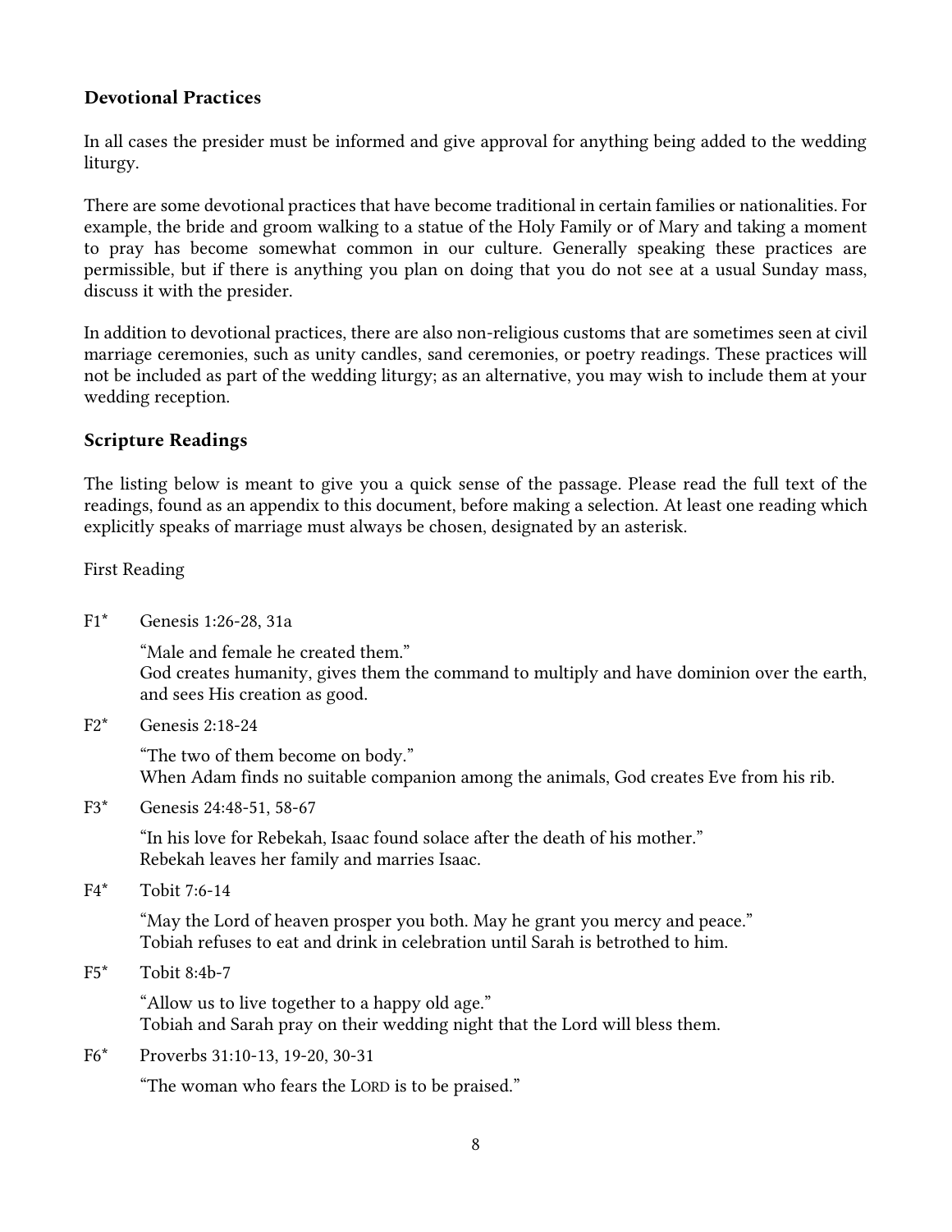### Devotional Practices

In all cases the presider must be informed and give approval for anything being added to the wedding liturgy.

There are some devotional practices that have become traditional in certain families or nationalities. For example, the bride and groom walking to a statue of the Holy Family or of Mary and taking a moment to pray has become somewhat common in our culture. Generally speaking these practices are permissible, but if there is anything you plan on doing that you do not see at a usual Sunday mass, discuss it with the presider.

In addition to devotional practices, there are also non-religious customs that are sometimes seen at civil marriage ceremonies, such as unity candles, sand ceremonies, or poetry readings. These practices will not be included as part of the wedding liturgy; as an alternative, you may wish to include them at your wedding reception.

### Scripture Readings

The listing below is meant to give you a quick sense of the passage. Please read the full text of the readings, found as an appendix to this document, before making a selection. At least one reading which explicitly speaks of marriage must always be chosen, designated by an asterisk.

First Reading

F1* Genesis 1:26-28, 31a

"Male and female he created them."
God creates humanity, gives them the command to multiply and have dominion over the earth, and sees His creation as good.

F2* Genesis 2:18-24

"The two of them become on body."
When Adam finds no suitable companion among the animals, God creates Eve from his rib.

F3* Genesis 24:48-51, 58-67

"In his love for Rebekah, Isaac found solace after the death of his mother."
Rebekah leaves her family and marries Isaac.

F4* Tobit 7:6-14

"May the Lord of heaven prosper you both. May he grant you mercy and peace."
Tobiah refuses to eat and drink in celebration until Sarah is betrothed to him.

F5* Tobit 8:4b-7

"Allow us to live together to a happy old age."
Tobiah and Sarah pray on their wedding night that the Lord will bless them.

F6* Proverbs 31:10-13, 19-20, 30-31

"The woman who fears the LORD is to be praised."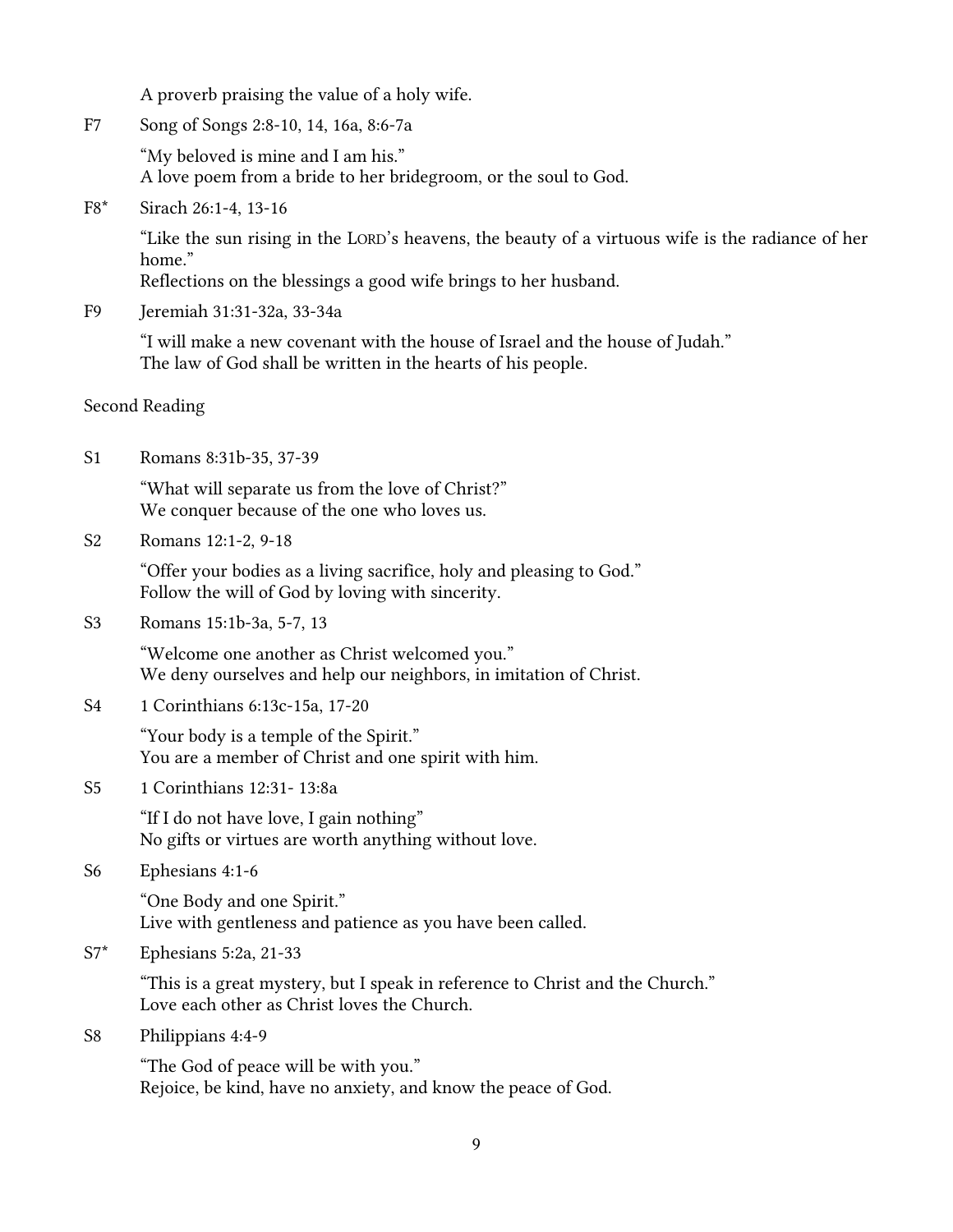A proverb praising the value of a holy wife.

F7 Song of Songs 2:8-10, 14, 16a, 8:6-7a

"My beloved is mine and I am his."
A love poem from a bride to her bridegroom, or the soul to God.

F8* Sirach 26:1-4, 13-16

"Like the sun rising in the LORD's heavens, the beauty of a virtuous wife is the radiance of her home."
Reflections on the blessings a good wife brings to her husband.

F9 Jeremiah 31:31-32a, 33-34a

"I will make a new covenant with the house of Israel and the house of Judah."
The law of God shall be written in the hearts of his people.

## Second Reading

S1 Romans 8:31b-35, 37-39

"What will separate us from the love of Christ?"
We conquer because of the one who loves us.

S2 Romans 12:1-2, 9-18

"Offer your bodies as a living sacrifice, holy and pleasing to God."
Follow the will of God by loving with sincerity.

S3 Romans 15:1b-3a, 5-7, 13

"Welcome one another as Christ welcomed you."
We deny ourselves and help our neighbors, in imitation of Christ.

S4 1 Corinthians 6:13c-15a, 17-20

"Your body is a temple of the Spirit."
You are a member of Christ and one spirit with him.

S5 1 Corinthians 12:31- 13:8a

"If I do not have love, I gain nothing"
No gifts or virtues are worth anything without love.

S6 Ephesians 4:1-6

"One Body and one Spirit."
Live with gentleness and patience as you have been called.

S7* Ephesians 5:2a, 21-33

"This is a great mystery, but I speak in reference to Christ and the Church."
Love each other as Christ loves the Church.

S8 Philippians 4:4-9

"The God of peace will be with you."
Rejoice, be kind, have no anxiety, and know the peace of God.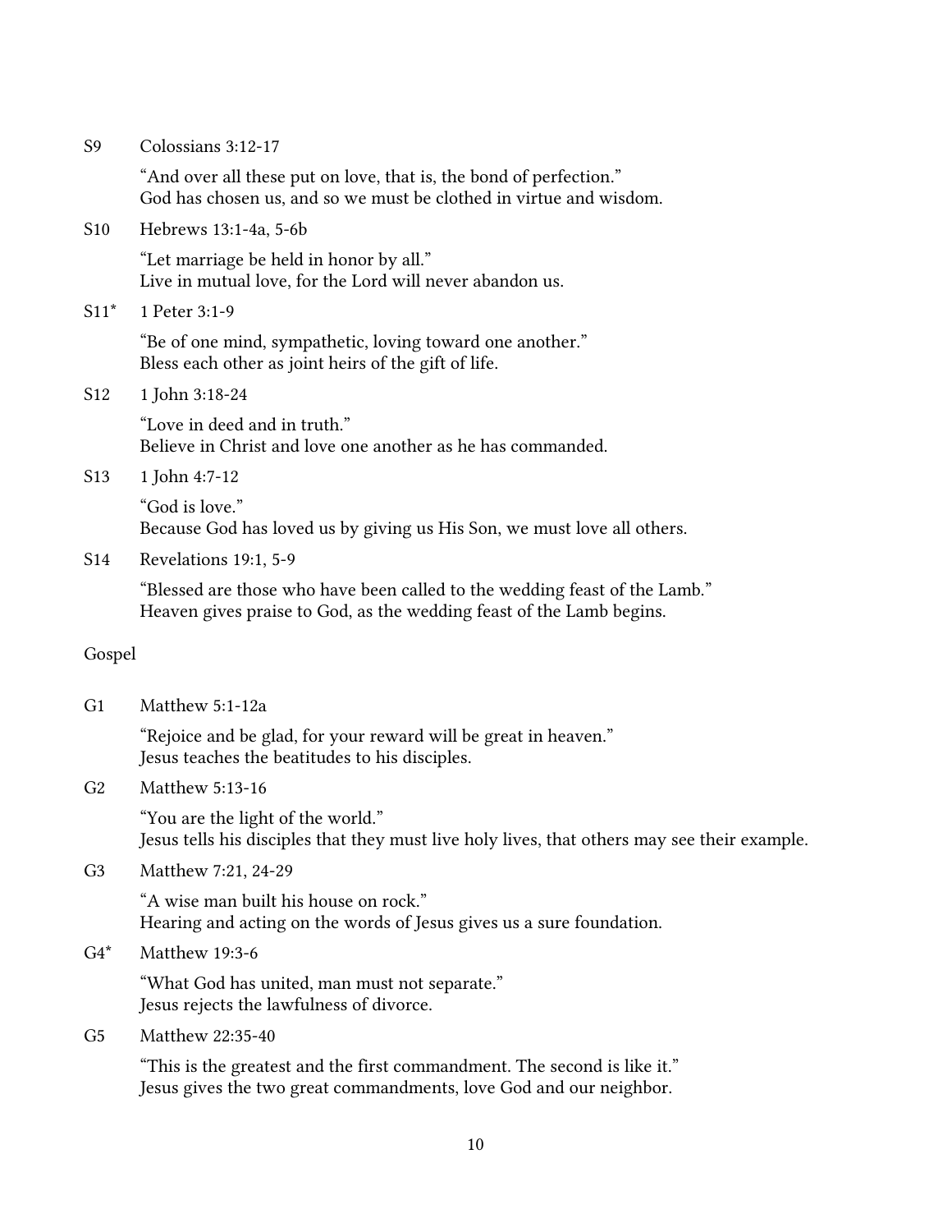S9 Colossians 3:12-17

"And over all these put on love, that is, the bond of perfection."
God has chosen us, and so we must be clothed in virtue and wisdom.

S10 Hebrews 13:1-4a, 5-6b

"Let marriage be held in honor by all."
Live in mutual love, for the Lord will never abandon us.

S11* 1 Peter 3:1-9

"Be of one mind, sympathetic, loving toward one another."
Bless each other as joint heirs of the gift of life.

S12 1 John 3:18-24

"Love in deed and in truth."
Believe in Christ and love one another as he has commanded.

S13 1 John 4:7-12

"God is love."
Because God has loved us by giving us His Son, we must love all others.

S14 Revelations 19:1, 5-9

"Blessed are those who have been called to the wedding feast of the Lamb."
Heaven gives praise to God, as the wedding feast of the Lamb begins.

## Gospel

G1 Matthew 5:1-12a

"Rejoice and be glad, for your reward will be great in heaven."
Jesus teaches the beatitudes to his disciples.

G2 Matthew 5:13-16

"You are the light of the world."
Jesus tells his disciples that they must live holy lives, that others may see their example.

G3 Matthew 7:21, 24-29

"A wise man built his house on rock."
Hearing and acting on the words of Jesus gives us a sure foundation.

G4* Matthew 19:3-6

"What God has united, man must not separate."
Jesus rejects the lawfulness of divorce.

G5 Matthew 22:35-40

"This is the greatest and the first commandment. The second is like it."
Jesus gives the two great commandments, love God and our neighbor.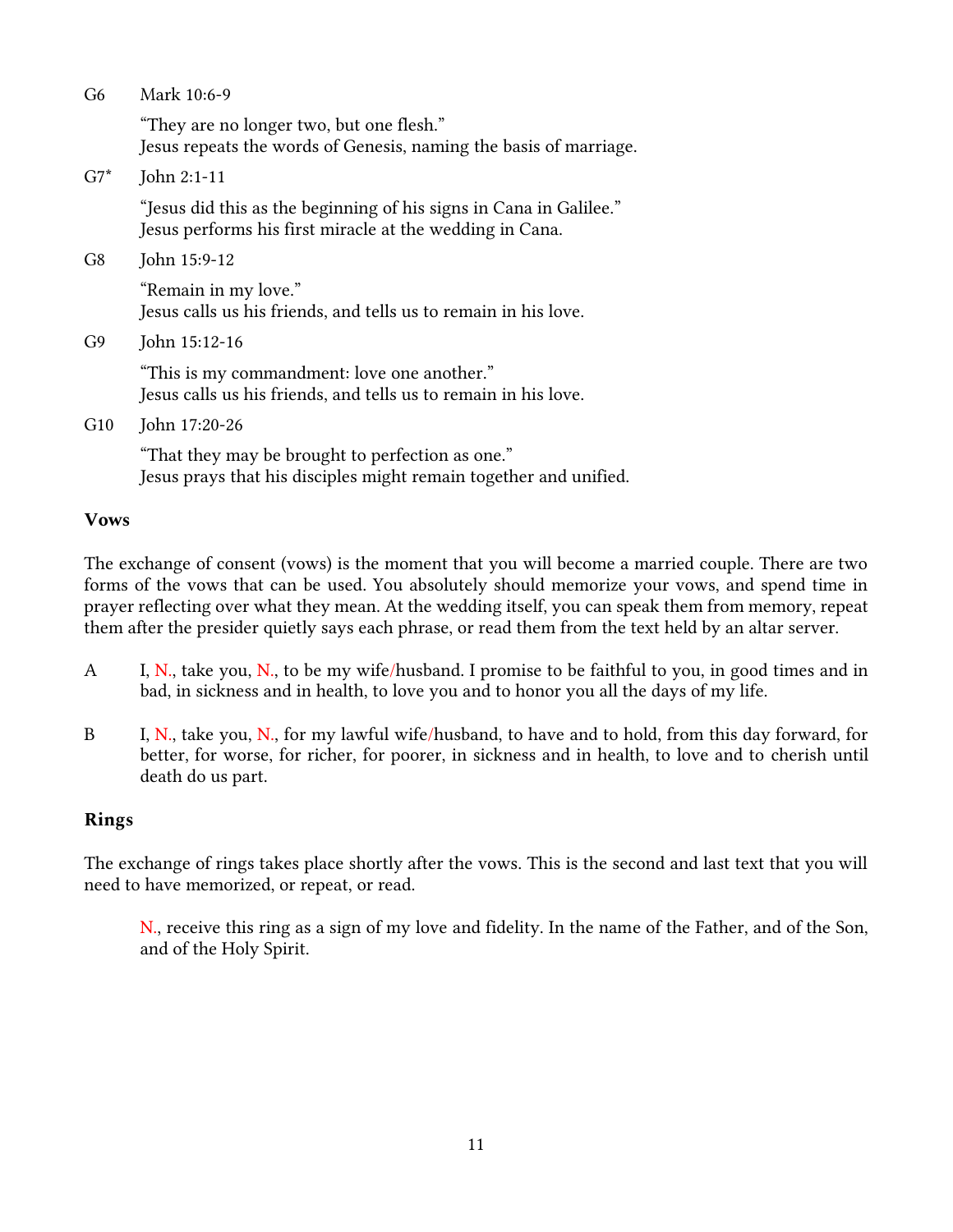G6 Mark 10:6-9

"They are no longer two, but one flesh."
Jesus repeats the words of Genesis, naming the basis of marriage.

G7* John 2:1-11

"Jesus did this as the beginning of his signs in Cana in Galilee."
Jesus performs his first miracle at the wedding in Cana.

G8 John 15:9-12

"Remain in my love."
Jesus calls us his friends, and tells us to remain in his love.

G9 John 15:12-16

"This is my commandment: love one another."
Jesus calls us his friends, and tells us to remain in his love.

G10 John 17:20-26

"That they may be brought to perfection as one."
Jesus prays that his disciples might remain together and unified.

### Vows

The exchange of consent (vows) is the moment that you will become a married couple. There are two forms of the vows that can be used. You absolutely should memorize your vows, and spend time in prayer reflecting over what they mean. At the wedding itself, you can speak them from memory, repeat them after the presider quietly says each phrase, or read them from the text held by an altar server.

A I, N., take you, N., to be my wife/husband. I promise to be faithful to you, in good times and in bad, in sickness and in health, to love you and to honor you all the days of my life.

B I, N., take you, N., for my lawful wife/husband, to have and to hold, from this day forward, for better, for worse, for richer, for poorer, in sickness and in health, to love and to cherish until death do us part.

### Rings

The exchange of rings takes place shortly after the vows. This is the second and last text that you will need to have memorized, or repeat, or read.

N., receive this ring as a sign of my love and fidelity. In the name of the Father, and of the Son, and of the Holy Spirit.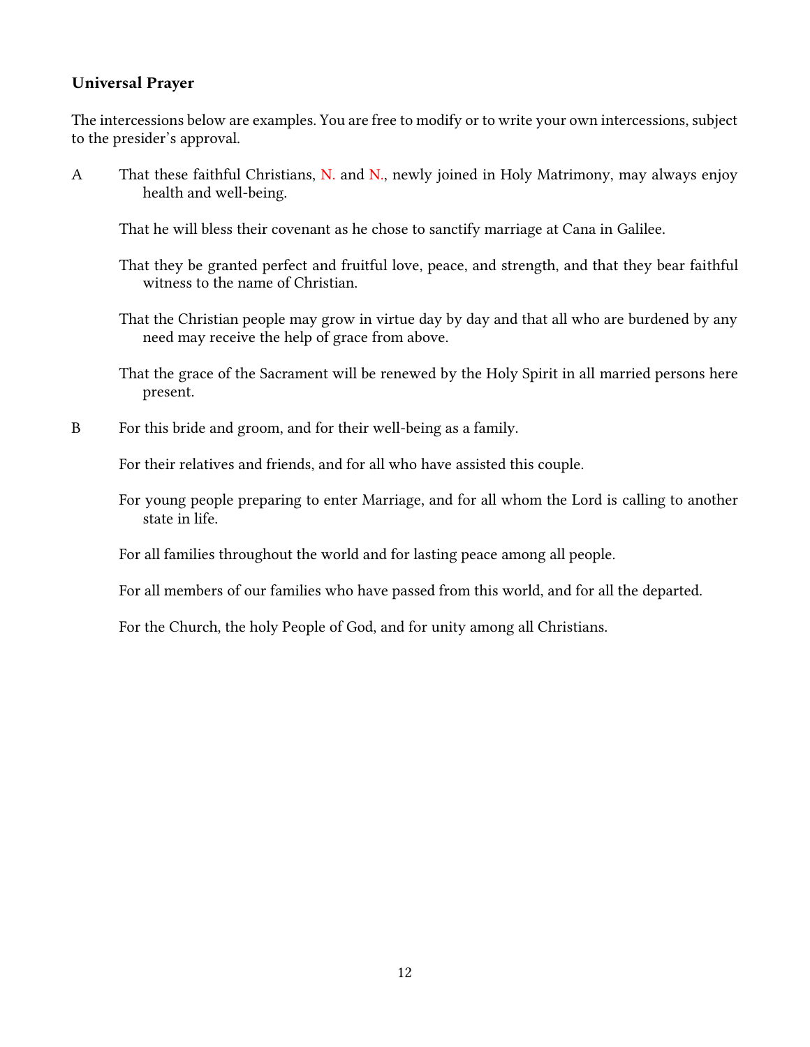### Universal Prayer

The intercessions below are examples. You are free to modify or to write your own intercessions, subject to the presider's approval.

A That these faithful Christians, N. and N., newly joined in Holy Matrimony, may always enjoy health and well-being.

That he will bless their covenant as he chose to sanctify marriage at Cana in Galilee.

That they be granted perfect and fruitful love, peace, and strength, and that they bear faithful witness to the name of Christian.

That the Christian people may grow in virtue day by day and that all who are burdened by any need may receive the help of grace from above.

That the grace of the Sacrament will be renewed by the Holy Spirit in all married persons here present.

B For this bride and groom, and for their well-being as a family.

For their relatives and friends, and for all who have assisted this couple.

For young people preparing to enter Marriage, and for all whom the Lord is calling to another state in life.

For all families throughout the world and for lasting peace among all people.

For all members of our families who have passed from this world, and for all the departed.

For the Church, the holy People of God, and for unity among all Christians.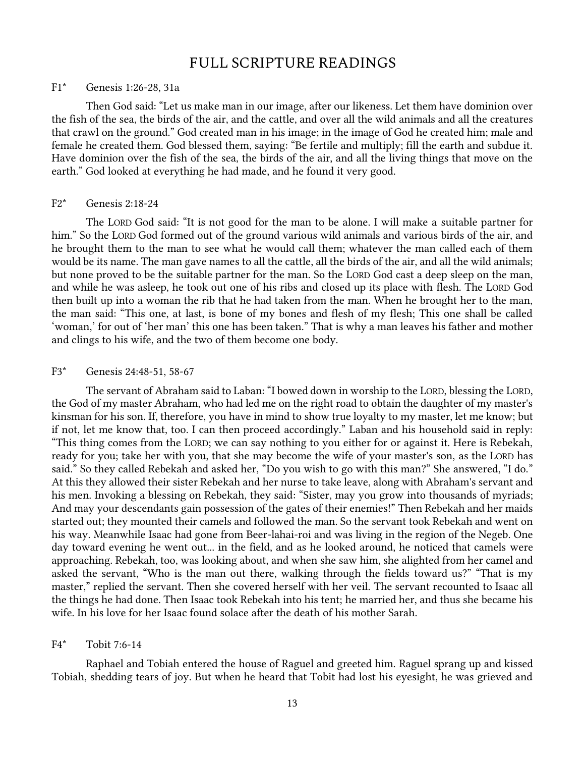# FULL SCRIPTURE READINGS

F1* Genesis 1:26-28, 31a

Then God said: "Let us make man in our image, after our likeness. Let them have dominion over the fish of the sea, the birds of the air, and the cattle, and over all the wild animals and all the creatures that crawl on the ground." God created man in his image; in the image of God he created him; male and female he created them. God blessed them, saying: "Be fertile and multiply; fill the earth and subdue it. Have dominion over the fish of the sea, the birds of the air, and all the living things that move on the earth." God looked at everything he had made, and he found it very good.

F2* Genesis 2:18-24

The LORD God said: "It is not good for the man to be alone. I will make a suitable partner for him." So the LORD God formed out of the ground various wild animals and various birds of the air, and he brought them to the man to see what he would call them; whatever the man called each of them would be its name. The man gave names to all the cattle, all the birds of the air, and all the wild animals; but none proved to be the suitable partner for the man. So the LORD God cast a deep sleep on the man, and while he was asleep, he took out one of his ribs and closed up its place with flesh. The LORD God then built up into a woman the rib that he had taken from the man. When he brought her to the man, the man said: "This one, at last, is bone of my bones and flesh of my flesh; This one shall be called 'woman,' for out of 'her man' this one has been taken." That is why a man leaves his father and mother and clings to his wife, and the two of them become one body.

F3* Genesis 24:48-51, 58-67

The servant of Abraham said to Laban: "I bowed down in worship to the LORD, blessing the LORD, the God of my master Abraham, who had led me on the right road to obtain the daughter of my master's kinsman for his son. If, therefore, you have in mind to show true loyalty to my master, let me know; but if not, let me know that, too. I can then proceed accordingly." Laban and his household said in reply: "This thing comes from the LORD; we can say nothing to you either for or against it. Here is Rebekah, ready for you; take her with you, that she may become the wife of your master's son, as the LORD has said." So they called Rebekah and asked her, "Do you wish to go with this man?" She answered, "I do." At this they allowed their sister Rebekah and her nurse to take leave, along with Abraham's servant and his men. Invoking a blessing on Rebekah, they said: "Sister, may you grow into thousands of myriads; And may your descendants gain possession of the gates of their enemies!" Then Rebekah and her maids started out; they mounted their camels and followed the man. So the servant took Rebekah and went on his way. Meanwhile Isaac had gone from Beer-lahai-roi and was living in the region of the Negeb. One day toward evening he went out... in the field, and as he looked around, he noticed that camels were approaching. Rebekah, too, was looking about, and when she saw him, she alighted from her camel and asked the servant, "Who is the man out there, walking through the fields toward us?" "That is my master," replied the servant. Then she covered herself with her veil. The servant recounted to Isaac all the things he had done. Then Isaac took Rebekah into his tent; he married her, and thus she became his wife. In his love for her Isaac found solace after the death of his mother Sarah.

F4* Tobit 7:6-14

Raphael and Tobiah entered the house of Raguel and greeted him. Raguel sprang up and kissed Tobiah, shedding tears of joy. But when he heard that Tobit had lost his eyesight, he was grieved and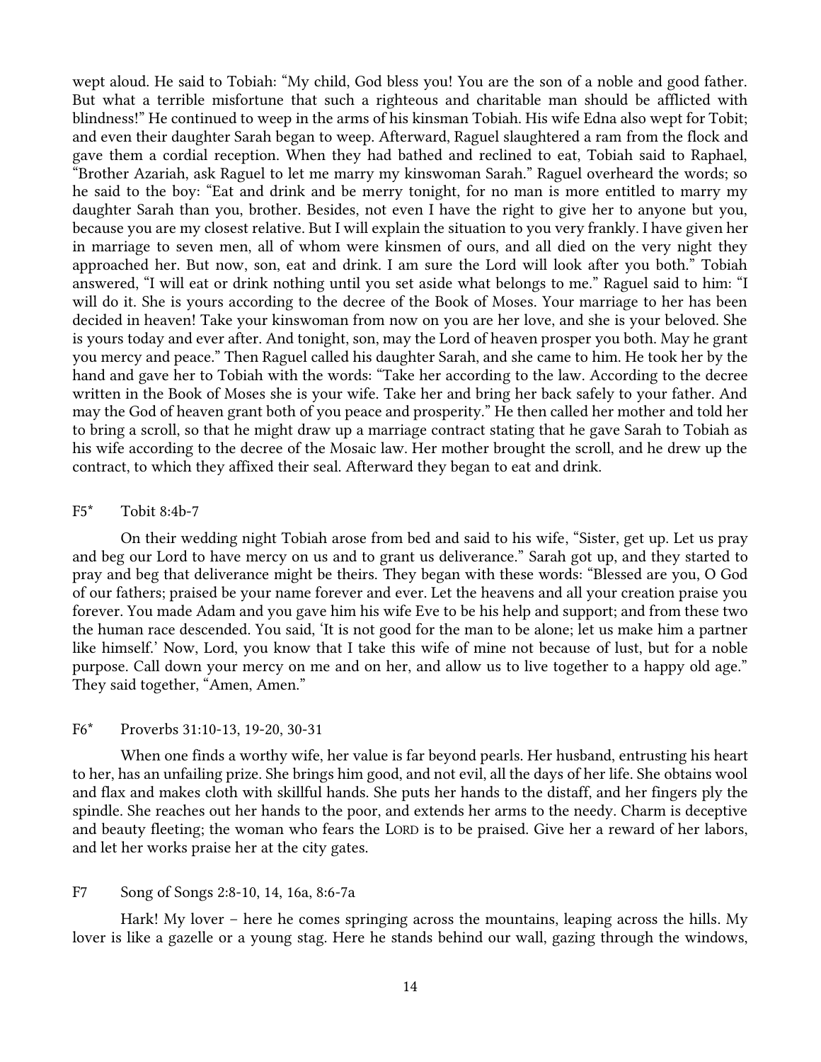wept aloud. He said to Tobiah: "My child, God bless you! You are the son of a noble and good father. But what a terrible misfortune that such a righteous and charitable man should be afflicted with blindness!" He continued to weep in the arms of his kinsman Tobiah. His wife Edna also wept for Tobit; and even their daughter Sarah began to weep. Afterward, Raguel slaughtered a ram from the flock and gave them a cordial reception. When they had bathed and reclined to eat, Tobiah said to Raphael, "Brother Azariah, ask Raguel to let me marry my kinswoman Sarah." Raguel overheard the words; so he said to the boy: "Eat and drink and be merry tonight, for no man is more entitled to marry my daughter Sarah than you, brother. Besides, not even I have the right to give her to anyone but you, because you are my closest relative. But I will explain the situation to you very frankly. I have given her in marriage to seven men, all of whom were kinsmen of ours, and all died on the very night they approached her. But now, son, eat and drink. I am sure the Lord will look after you both." Tobiah answered, "I will eat or drink nothing until you set aside what belongs to me." Raguel said to him: "I will do it. She is yours according to the decree of the Book of Moses. Your marriage to her has been decided in heaven! Take your kinswoman from now on you are her love, and she is your beloved. She is yours today and ever after. And tonight, son, may the Lord of heaven prosper you both. May he grant you mercy and peace." Then Raguel called his daughter Sarah, and she came to him. He took her by the hand and gave her to Tobiah with the words: "Take her according to the law. According to the decree written in the Book of Moses she is your wife. Take her and bring her back safely to your father. And may the God of heaven grant both of you peace and prosperity." He then called her mother and told her to bring a scroll, so that he might draw up a marriage contract stating that he gave Sarah to Tobiah as his wife according to the decree of the Mosaic law. Her mother brought the scroll, and he drew up the contract, to which they affixed their seal. Afterward they began to eat and drink.

F5* Tobit 8:4b-7

On their wedding night Tobiah arose from bed and said to his wife, "Sister, get up. Let us pray and beg our Lord to have mercy on us and to grant us deliverance." Sarah got up, and they started to pray and beg that deliverance might be theirs. They began with these words: "Blessed are you, O God of our fathers; praised be your name forever and ever. Let the heavens and all your creation praise you forever. You made Adam and you gave him his wife Eve to be his help and support; and from these two the human race descended. You said, 'It is not good for the man to be alone; let us make him a partner like himself.' Now, Lord, you know that I take this wife of mine not because of lust, but for a noble purpose. Call down your mercy on me and on her, and allow us to live together to a happy old age." They said together, "Amen, Amen."

F6* Proverbs 31:10-13, 19-20, 30-31

When one finds a worthy wife, her value is far beyond pearls. Her husband, entrusting his heart to her, has an unfailing prize. She brings him good, and not evil, all the days of her life. She obtains wool and flax and makes cloth with skillful hands. She puts her hands to the distaff, and her fingers ply the spindle. She reaches out her hands to the poor, and extends her arms to the needy. Charm is deceptive and beauty fleeting; the woman who fears the LORD is to be praised. Give her a reward of her labors, and let her works praise her at the city gates.

F7 Song of Songs 2:8-10, 14, 16a, 8:6-7a

Hark! My lover – here he comes springing across the mountains, leaping across the hills. My lover is like a gazelle or a young stag. Here he stands behind our wall, gazing through the windows,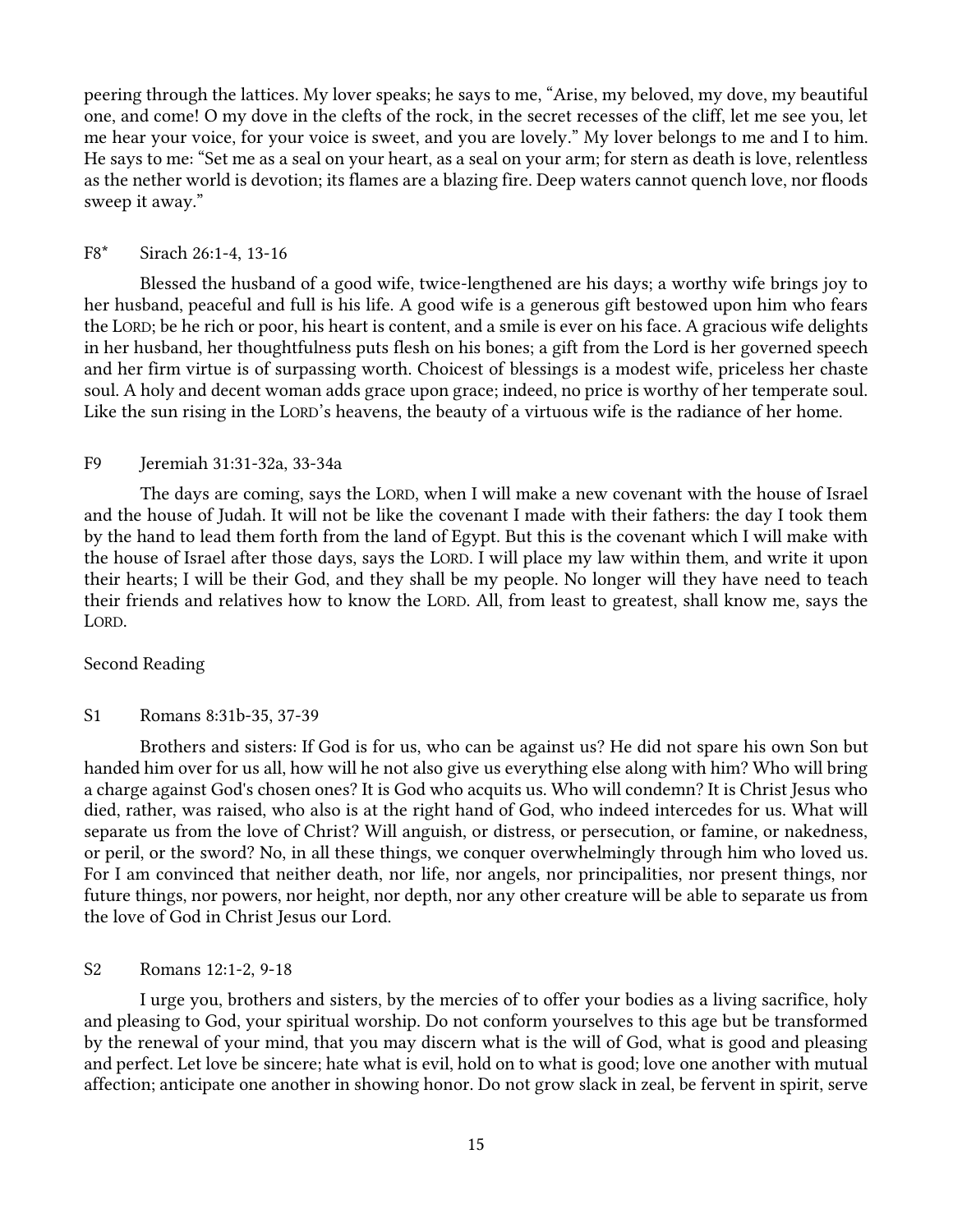peering through the lattices. My lover speaks; he says to me, "Arise, my beloved, my dove, my beautiful one, and come! O my dove in the clefts of the rock, in the secret recesses of the cliff, let me see you, let me hear your voice, for your voice is sweet, and you are lovely." My lover belongs to me and I to him. He says to me: "Set me as a seal on your heart, as a seal on your arm; for stern as death is love, relentless as the nether world is devotion; its flames are a blazing fire. Deep waters cannot quench love, nor floods sweep it away."

F8* Sirach 26:1-4, 13-16

Blessed the husband of a good wife, twice-lengthened are his days; a worthy wife brings joy to her husband, peaceful and full is his life. A good wife is a generous gift bestowed upon him who fears the LORD; be he rich or poor, his heart is content, and a smile is ever on his face. A gracious wife delights in her husband, her thoughtfulness puts flesh on his bones; a gift from the Lord is her governed speech and her firm virtue is of surpassing worth. Choicest of blessings is a modest wife, priceless her chaste soul. A holy and decent woman adds grace upon grace; indeed, no price is worthy of her temperate soul. Like the sun rising in the LORD's heavens, the beauty of a virtuous wife is the radiance of her home.

F9 Jeremiah 31:31-32a, 33-34a

The days are coming, says the LORD, when I will make a new covenant with the house of Israel and the house of Judah. It will not be like the covenant I made with their fathers: the day I took them by the hand to lead them forth from the land of Egypt. But this is the covenant which I will make with the house of Israel after those days, says the LORD. I will place my law within them, and write it upon their hearts; I will be their God, and they shall be my people. No longer will they have need to teach their friends and relatives how to know the LORD. All, from least to greatest, shall know me, says the LORD.

Second Reading

S1 Romans 8:31b-35, 37-39

Brothers and sisters: If God is for us, who can be against us? He did not spare his own Son but handed him over for us all, how will he not also give us everything else along with him? Who will bring a charge against God's chosen ones? It is God who acquits us. Who will condemn? It is Christ Jesus who died, rather, was raised, who also is at the right hand of God, who indeed intercedes for us. What will separate us from the love of Christ? Will anguish, or distress, or persecution, or famine, or nakedness, or peril, or the sword? No, in all these things, we conquer overwhelmingly through him who loved us. For I am convinced that neither death, nor life, nor angels, nor principalities, nor present things, nor future things, nor powers, nor height, nor depth, nor any other creature will be able to separate us from the love of God in Christ Jesus our Lord.

S2 Romans 12:1-2, 9-18

I urge you, brothers and sisters, by the mercies of to offer your bodies as a living sacrifice, holy and pleasing to God, your spiritual worship. Do not conform yourselves to this age but be transformed by the renewal of your mind, that you may discern what is the will of God, what is good and pleasing and perfect. Let love be sincere; hate what is evil, hold on to what is good; love one another with mutual affection; anticipate one another in showing honor. Do not grow slack in zeal, be fervent in spirit, serve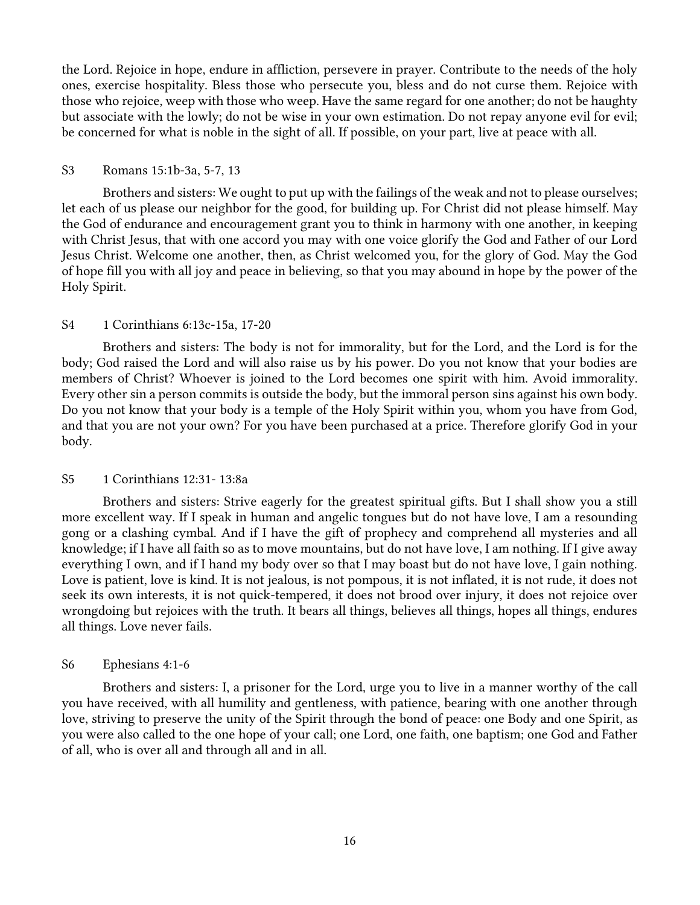the Lord. Rejoice in hope, endure in affliction, persevere in prayer. Contribute to the needs of the holy ones, exercise hospitality. Bless those who persecute you, bless and do not curse them. Rejoice with those who rejoice, weep with those who weep. Have the same regard for one another; do not be haughty but associate with the lowly; do not be wise in your own estimation. Do not repay anyone evil for evil; be concerned for what is noble in the sight of all. If possible, on your part, live at peace with all.

S3 Romans 15:1b-3a, 5-7, 13

Brothers and sisters: We ought to put up with the failings of the weak and not to please ourselves; let each of us please our neighbor for the good, for building up. For Christ did not please himself. May the God of endurance and encouragement grant you to think in harmony with one another, in keeping with Christ Jesus, that with one accord you may with one voice glorify the God and Father of our Lord Jesus Christ. Welcome one another, then, as Christ welcomed you, for the glory of God. May the God of hope fill you with all joy and peace in believing, so that you may abound in hope by the power of the Holy Spirit.

S4 1 Corinthians 6:13c-15a, 17-20

Brothers and sisters: The body is not for immorality, but for the Lord, and the Lord is for the body; God raised the Lord and will also raise us by his power. Do you not know that your bodies are members of Christ? Whoever is joined to the Lord becomes one spirit with him. Avoid immorality. Every other sin a person commits is outside the body, but the immoral person sins against his own body. Do you not know that your body is a temple of the Holy Spirit within you, whom you have from God, and that you are not your own? For you have been purchased at a price. Therefore glorify God in your body.

S5 1 Corinthians 12:31- 13:8a

Brothers and sisters: Strive eagerly for the greatest spiritual gifts. But I shall show you a still more excellent way. If I speak in human and angelic tongues but do not have love, I am a resounding gong or a clashing cymbal. And if I have the gift of prophecy and comprehend all mysteries and all knowledge; if I have all faith so as to move mountains, but do not have love, I am nothing. If I give away everything I own, and if I hand my body over so that I may boast but do not have love, I gain nothing. Love is patient, love is kind. It is not jealous, is not pompous, it is not inflated, it is not rude, it does not seek its own interests, it is not quick-tempered, it does not brood over injury, it does not rejoice over wrongdoing but rejoices with the truth. It bears all things, believes all things, hopes all things, endures all things. Love never fails.

S6 Ephesians 4:1-6

Brothers and sisters: I, a prisoner for the Lord, urge you to live in a manner worthy of the call you have received, with all humility and gentleness, with patience, bearing with one another through love, striving to preserve the unity of the Spirit through the bond of peace: one Body and one Spirit, as you were also called to the one hope of your call; one Lord, one faith, one baptism; one God and Father of all, who is over all and through all and in all.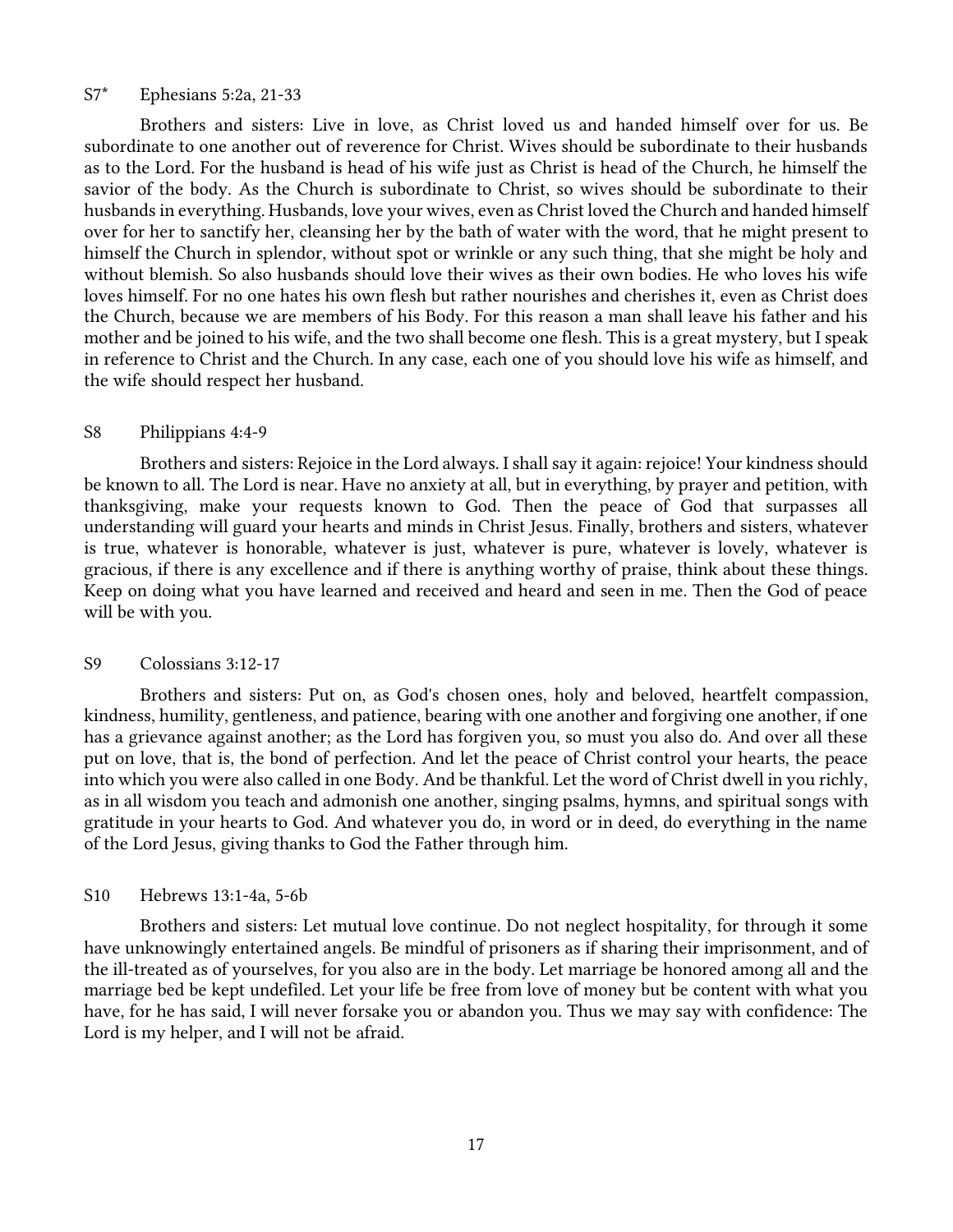S7* Ephesians 5:2a, 21-33

Brothers and sisters: Live in love, as Christ loved us and handed himself over for us. Be subordinate to one another out of reverence for Christ. Wives should be subordinate to their husbands as to the Lord. For the husband is head of his wife just as Christ is head of the Church, he himself the savior of the body. As the Church is subordinate to Christ, so wives should be subordinate to their husbands in everything. Husbands, love your wives, even as Christ loved the Church and handed himself over for her to sanctify her, cleansing her by the bath of water with the word, that he might present to himself the Church in splendor, without spot or wrinkle or any such thing, that she might be holy and without blemish. So also husbands should love their wives as their own bodies. He who loves his wife loves himself. For no one hates his own flesh but rather nourishes and cherishes it, even as Christ does the Church, because we are members of his Body. For this reason a man shall leave his father and his mother and be joined to his wife, and the two shall become one flesh. This is a great mystery, but I speak in reference to Christ and the Church. In any case, each one of you should love his wife as himself, and the wife should respect her husband.

S8 Philippians 4:4-9

Brothers and sisters: Rejoice in the Lord always. I shall say it again: rejoice! Your kindness should be known to all. The Lord is near. Have no anxiety at all, but in everything, by prayer and petition, with thanksgiving, make your requests known to God. Then the peace of God that surpasses all understanding will guard your hearts and minds in Christ Jesus. Finally, brothers and sisters, whatever is true, whatever is honorable, whatever is just, whatever is pure, whatever is lovely, whatever is gracious, if there is any excellence and if there is anything worthy of praise, think about these things. Keep on doing what you have learned and received and heard and seen in me. Then the God of peace will be with you.

S9 Colossians 3:12-17

Brothers and sisters: Put on, as God's chosen ones, holy and beloved, heartfelt compassion, kindness, humility, gentleness, and patience, bearing with one another and forgiving one another, if one has a grievance against another; as the Lord has forgiven you, so must you also do. And over all these put on love, that is, the bond of perfection. And let the peace of Christ control your hearts, the peace into which you were also called in one Body. And be thankful. Let the word of Christ dwell in you richly, as in all wisdom you teach and admonish one another, singing psalms, hymns, and spiritual songs with gratitude in your hearts to God. And whatever you do, in word or in deed, do everything in the name of the Lord Jesus, giving thanks to God the Father through him.

S10 Hebrews 13:1-4a, 5-6b

Brothers and sisters: Let mutual love continue. Do not neglect hospitality, for through it some have unknowingly entertained angels. Be mindful of prisoners as if sharing their imprisonment, and of the ill-treated as of yourselves, for you also are in the body. Let marriage be honored among all and the marriage bed be kept undefiled. Let your life be free from love of money but be content with what you have, for he has said, I will never forsake you or abandon you. Thus we may say with confidence: The Lord is my helper, and I will not be afraid.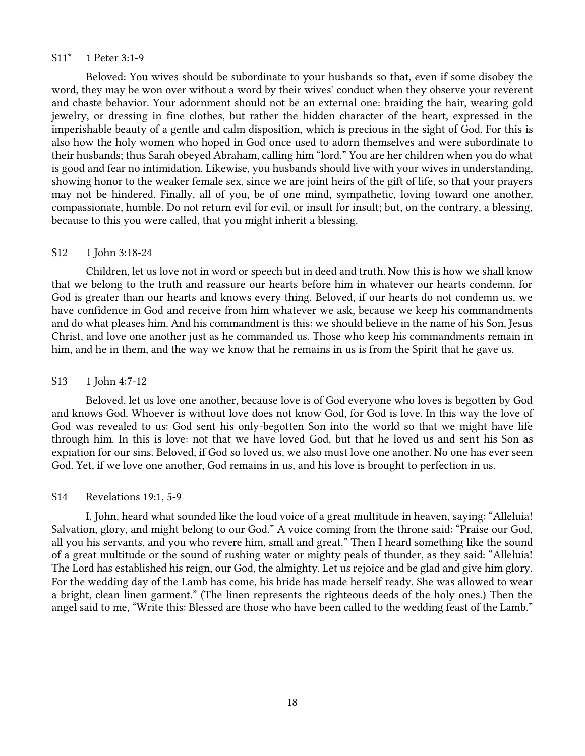S11* 1 Peter 3:1-9

Beloved: You wives should be subordinate to your husbands so that, even if some disobey the word, they may be won over without a word by their wives' conduct when they observe your reverent and chaste behavior. Your adornment should not be an external one: braiding the hair, wearing gold jewelry, or dressing in fine clothes, but rather the hidden character of the heart, expressed in the imperishable beauty of a gentle and calm disposition, which is precious in the sight of God. For this is also how the holy women who hoped in God once used to adorn themselves and were subordinate to their husbands; thus Sarah obeyed Abraham, calling him "lord." You are her children when you do what is good and fear no intimidation. Likewise, you husbands should live with your wives in understanding, showing honor to the weaker female sex, since we are joint heirs of the gift of life, so that your prayers may not be hindered. Finally, all of you, be of one mind, sympathetic, loving toward one another, compassionate, humble. Do not return evil for evil, or insult for insult; but, on the contrary, a blessing, because to this you were called, that you might inherit a blessing.

S12 1 John 3:18-24

Children, let us love not in word or speech but in deed and truth. Now this is how we shall know that we belong to the truth and reassure our hearts before him in whatever our hearts condemn, for God is greater than our hearts and knows every thing. Beloved, if our hearts do not condemn us, we have confidence in God and receive from him whatever we ask, because we keep his commandments and do what pleases him. And his commandment is this: we should believe in the name of his Son, Jesus Christ, and love one another just as he commanded us. Those who keep his commandments remain in him, and he in them, and the way we know that he remains in us is from the Spirit that he gave us.

S13 1 John 4:7-12

Beloved, let us love one another, because love is of God everyone who loves is begotten by God and knows God. Whoever is without love does not know God, for God is love. In this way the love of God was revealed to us: God sent his only-begotten Son into the world so that we might have life through him. In this is love: not that we have loved God, but that he loved us and sent his Son as expiation for our sins. Beloved, if God so loved us, we also must love one another. No one has ever seen God. Yet, if we love one another, God remains in us, and his love is brought to perfection in us.

S14 Revelations 19:1, 5-9

I, John, heard what sounded like the loud voice of a great multitude in heaven, saying: "Alleluia! Salvation, glory, and might belong to our God." A voice coming from the throne said: "Praise our God, all you his servants, and you who revere him, small and great." Then I heard something like the sound of a great multitude or the sound of rushing water or mighty peals of thunder, as they said: "Alleluia! The Lord has established his reign, our God, the almighty. Let us rejoice and be glad and give him glory. For the wedding day of the Lamb has come, his bride has made herself ready. She was allowed to wear a bright, clean linen garment." (The linen represents the righteous deeds of the holy ones.) Then the angel said to me, "Write this: Blessed are those who have been called to the wedding feast of the Lamb."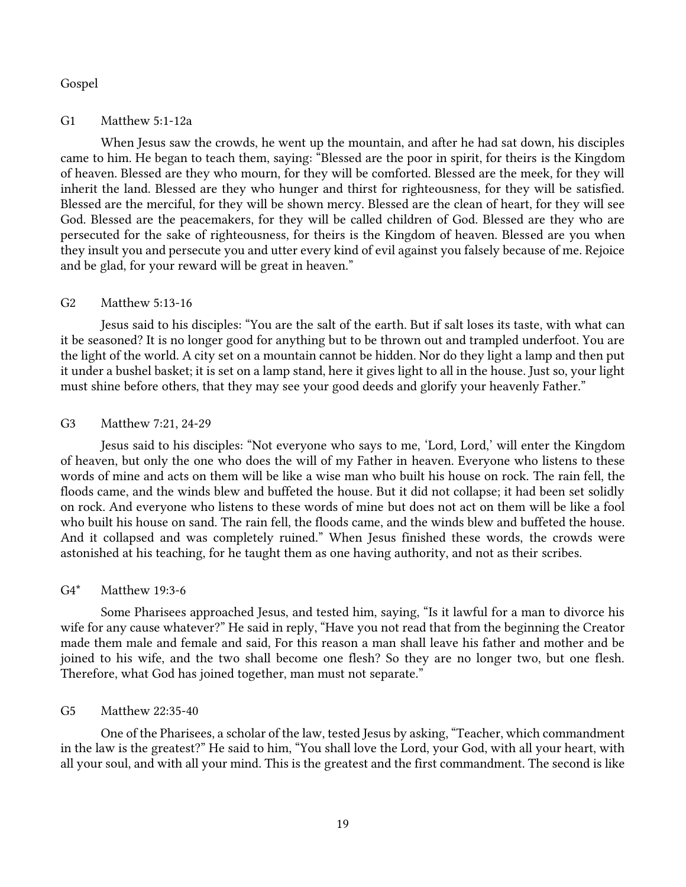Gospel

G1 Matthew 5:1-12a

When Jesus saw the crowds, he went up the mountain, and after he had sat down, his disciples came to him. He began to teach them, saying: "Blessed are the poor in spirit, for theirs is the Kingdom of heaven. Blessed are they who mourn, for they will be comforted. Blessed are the meek, for they will inherit the land. Blessed are they who hunger and thirst for righteousness, for they will be satisfied. Blessed are the merciful, for they will be shown mercy. Blessed are the clean of heart, for they will see God. Blessed are the peacemakers, for they will be called children of God. Blessed are they who are persecuted for the sake of righteousness, for theirs is the Kingdom of heaven. Blessed are you when they insult you and persecute you and utter every kind of evil against you falsely because of me. Rejoice and be glad, for your reward will be great in heaven."

G2 Matthew 5:13-16

Jesus said to his disciples: "You are the salt of the earth. But if salt loses its taste, with what can it be seasoned? It is no longer good for anything but to be thrown out and trampled underfoot. You are the light of the world. A city set on a mountain cannot be hidden. Nor do they light a lamp and then put it under a bushel basket; it is set on a lamp stand, here it gives light to all in the house. Just so, your light must shine before others, that they may see your good deeds and glorify your heavenly Father."

G3 Matthew 7:21, 24-29

Jesus said to his disciples: "Not everyone who says to me, 'Lord, Lord,' will enter the Kingdom of heaven, but only the one who does the will of my Father in heaven. Everyone who listens to these words of mine and acts on them will be like a wise man who built his house on rock. The rain fell, the floods came, and the winds blew and buffeted the house. But it did not collapse; it had been set solidly on rock. And everyone who listens to these words of mine but does not act on them will be like a fool who built his house on sand. The rain fell, the floods came, and the winds blew and buffeted the house. And it collapsed and was completely ruined." When Jesus finished these words, the crowds were astonished at his teaching, for he taught them as one having authority, and not as their scribes.

G4* Matthew 19:3-6

Some Pharisees approached Jesus, and tested him, saying, "Is it lawful for a man to divorce his wife for any cause whatever?" He said in reply, "Have you not read that from the beginning the Creator made them male and female and said, For this reason a man shall leave his father and mother and be joined to his wife, and the two shall become one flesh? So they are no longer two, but one flesh. Therefore, what God has joined together, man must not separate."

G5 Matthew 22:35-40

One of the Pharisees, a scholar of the law, tested Jesus by asking, "Teacher, which commandment in the law is the greatest?" He said to him, "You shall love the Lord, your God, with all your heart, with all your soul, and with all your mind. This is the greatest and the first commandment. The second is like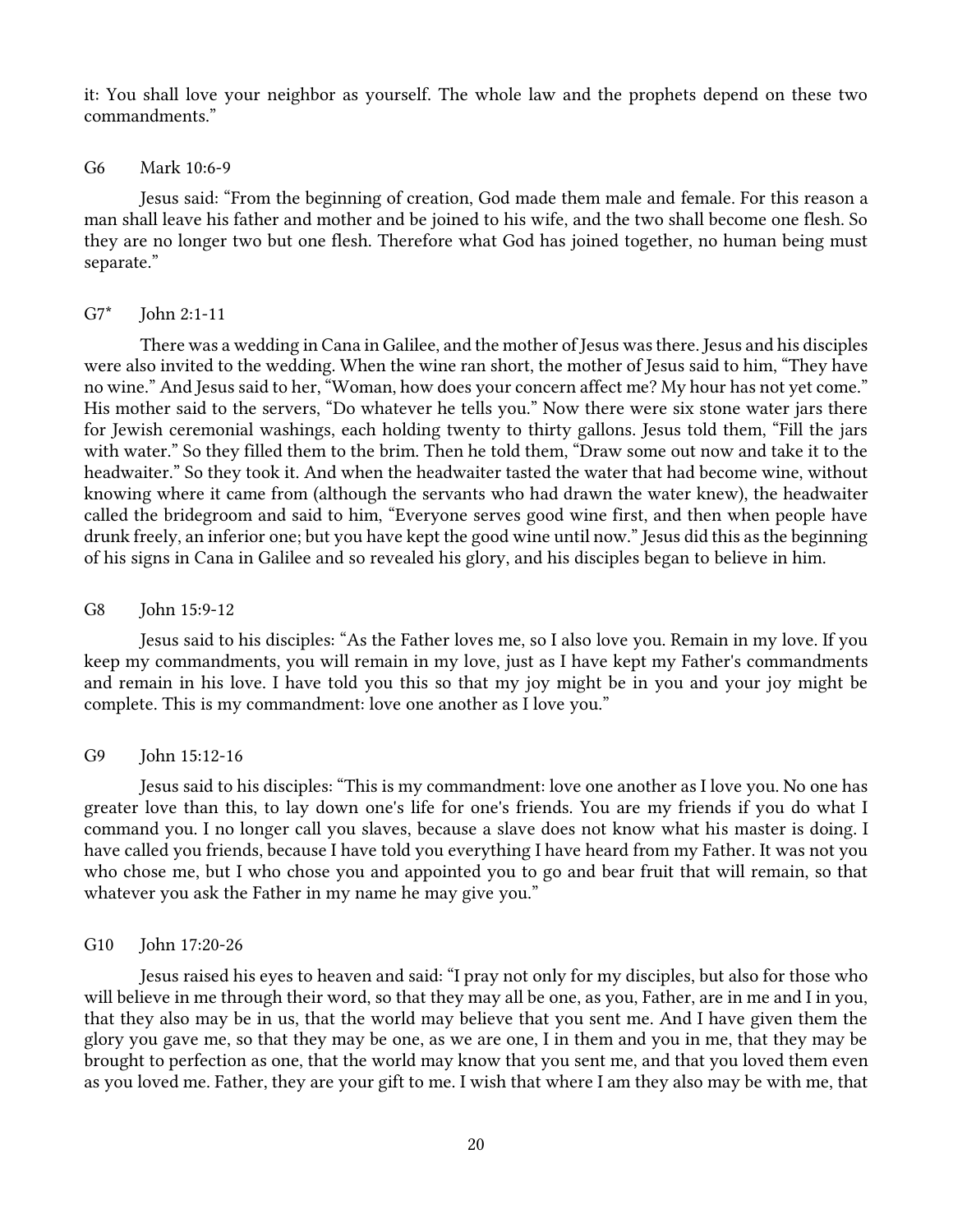it: You shall love your neighbor as yourself. The whole law and the prophets depend on these two commandments."

G6 Mark 10:6-9

Jesus said: "From the beginning of creation, God made them male and female. For this reason a man shall leave his father and mother and be joined to his wife, and the two shall become one flesh. So they are no longer two but one flesh. Therefore what God has joined together, no human being must separate."

G7* John 2:1-11

There was a wedding in Cana in Galilee, and the mother of Jesus was there. Jesus and his disciples were also invited to the wedding. When the wine ran short, the mother of Jesus said to him, "They have no wine." And Jesus said to her, "Woman, how does your concern affect me? My hour has not yet come." His mother said to the servers, "Do whatever he tells you." Now there were six stone water jars there for Jewish ceremonial washings, each holding twenty to thirty gallons. Jesus told them, "Fill the jars with water." So they filled them to the brim. Then he told them, "Draw some out now and take it to the headwaiter." So they took it. And when the headwaiter tasted the water that had become wine, without knowing where it came from (although the servants who had drawn the water knew), the headwaiter called the bridegroom and said to him, "Everyone serves good wine first, and then when people have drunk freely, an inferior one; but you have kept the good wine until now." Jesus did this as the beginning of his signs in Cana in Galilee and so revealed his glory, and his disciples began to believe in him.

G8 John 15:9-12

Jesus said to his disciples: "As the Father loves me, so I also love you. Remain in my love. If you keep my commandments, you will remain in my love, just as I have kept my Father's commandments and remain in his love. I have told you this so that my joy might be in you and your joy might be complete. This is my commandment: love one another as I love you."

G9 John 15:12-16

Jesus said to his disciples: "This is my commandment: love one another as I love you. No one has greater love than this, to lay down one's life for one's friends. You are my friends if you do what I command you. I no longer call you slaves, because a slave does not know what his master is doing. I have called you friends, because I have told you everything I have heard from my Father. It was not you who chose me, but I who chose you and appointed you to go and bear fruit that will remain, so that whatever you ask the Father in my name he may give you."

G10 John 17:20-26

Jesus raised his eyes to heaven and said: "I pray not only for my disciples, but also for those who will believe in me through their word, so that they may all be one, as you, Father, are in me and I in you, that they also may be in us, that the world may believe that you sent me. And I have given them the glory you gave me, so that they may be one, as we are one, I in them and you in me, that they may be brought to perfection as one, that the world may know that you sent me, and that you loved them even as you loved me. Father, they are your gift to me. I wish that where I am they also may be with me, that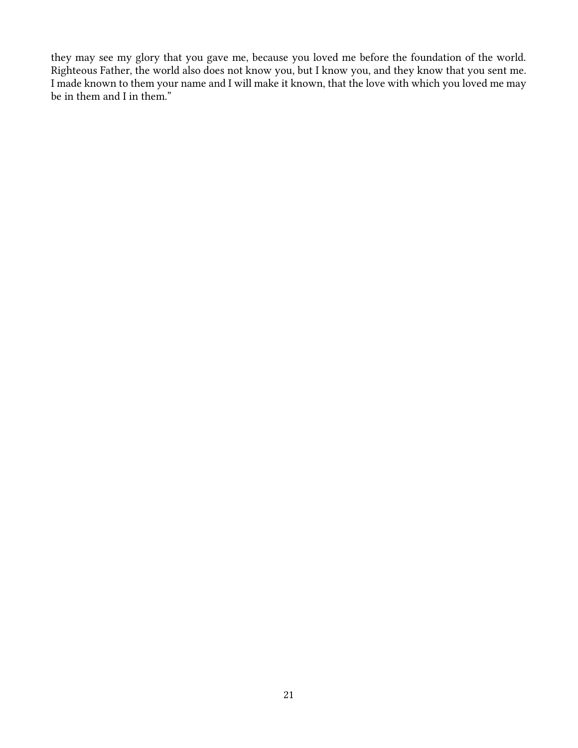they may see my glory that you gave me, because you loved me before the foundation of the world. Righteous Father, the world also does not know you, but I know you, and they know that you sent me. I made known to them your name and I will make it known, that the love with which you loved me may be in them and I in them."